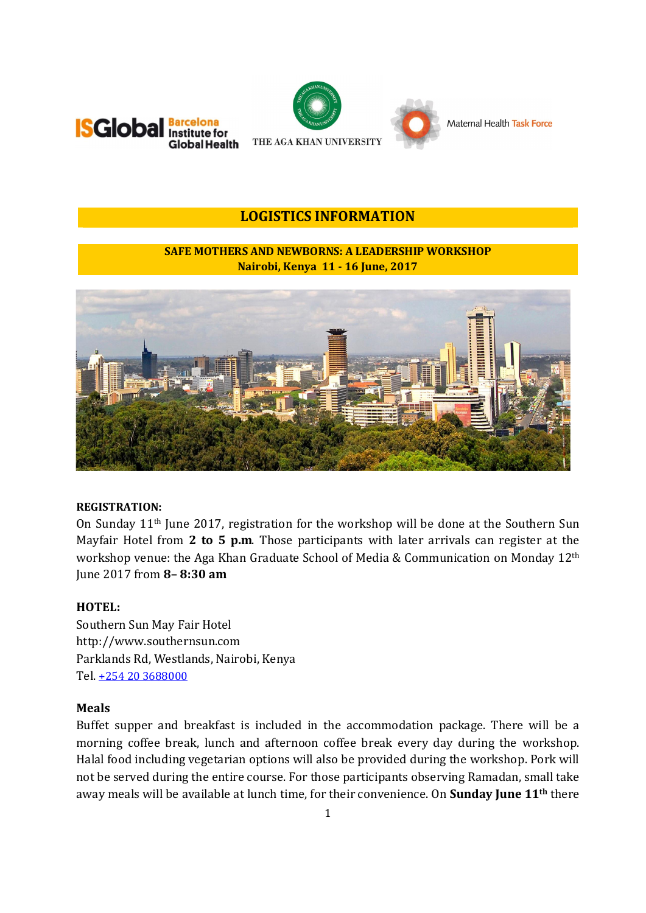# LOGISTICS INFORMATION

## SAFE MOTHERS AND NEWBORNS: A LEADERSHIP WORKSHOP

**Nairobi, Kenya 11 - 16 June, 2017**

**REGISTRATION:**

On Sunday 11th June 2017, registration for the workshop will be done at the Southern Sun Mayfair Hotel from **2 to 5 p.m**. Those participants with later arrivals can register at the workshop venue: the Aga Khan Graduate School of Media & Communication on Monday 12th June 2017 from **8– 8:30 am**

**HOTEL:**

Southern Sun May Fair Hotel
http://www.southernsun.com
Parklands Rd, Westlands, Nairobi, Kenya
Tel. +254 20 3688000

**Meals**

Buffet supper and breakfast is included in the accommodation package. There will be a morning coffee break, lunch and afternoon coffee break every day during the workshop. Halal food including vegetarian options will also be provided during the workshop. Pork will not be served during the entire course. For those participants observing Ramadan, small take away meals will be available at lunch time, for their convenience. On **Sunday June 11th** there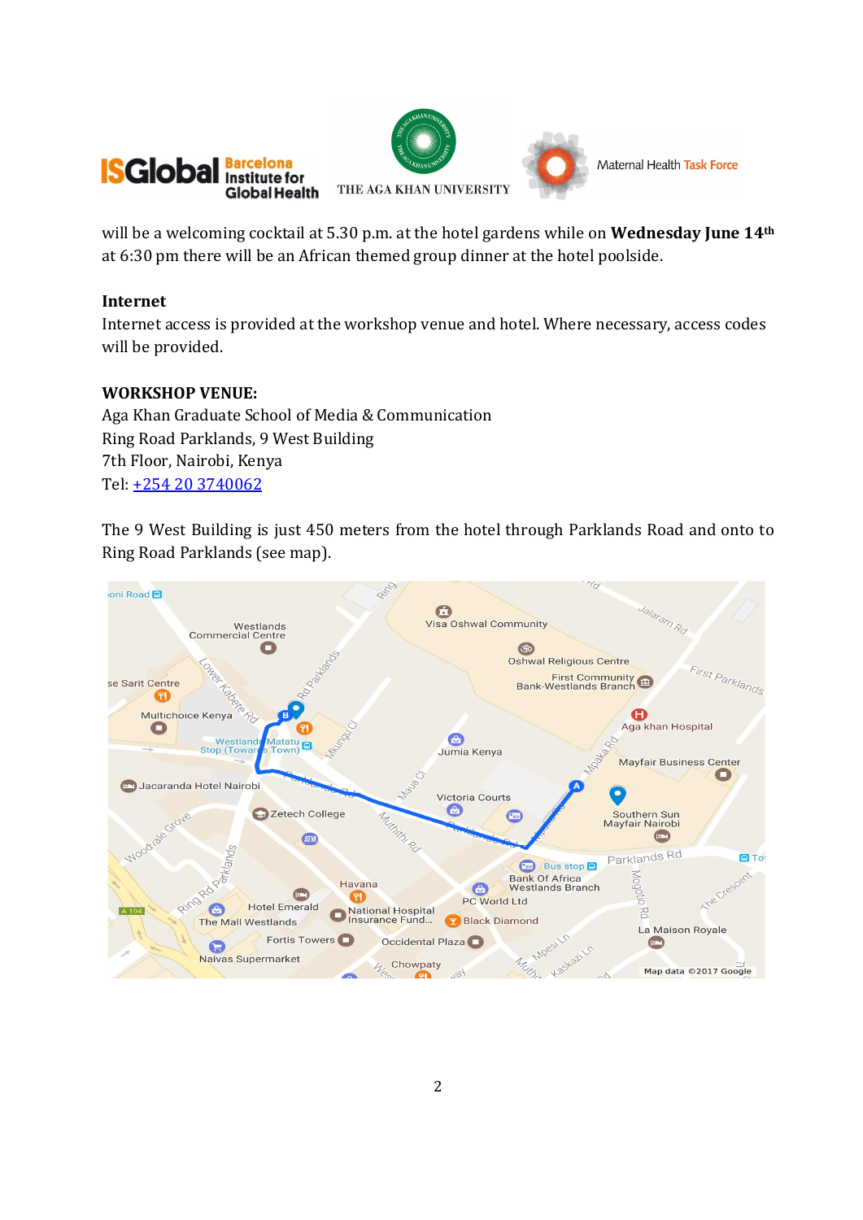will be a welcoming cocktail at 5.30 p.m. at the hotel gardens while on **Wednesday June 14th** at 6:30 pm there will be an African themed group dinner at the hotel poolside.

**Internet**

Internet access is provided at the workshop venue and hotel. Where necessary, access codes will be provided.

**WORKSHOP VENUE:**

Aga Khan Graduate School of Media & Communication
Ring Road Parklands, 9 West Building
7th Floor, Nairobi, Kenya
Tel: +254 20 3740062

The 9 West Building is just 450 meters from the hotel through Parklands Road and onto to Ring Road Parklands (see map).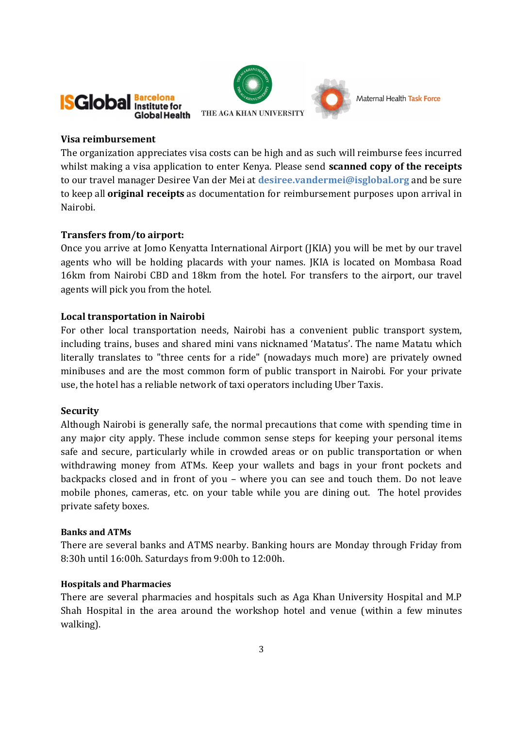### Visa reimbursement

The organization appreciates visa costs can be high and as such will reimburse fees incurred whilst making a visa application to enter Kenya. Please send **scanned copy of the receipts** to our travel manager Desiree Van der Mei at desiree.vandermei@isglobal.org and be sure to keep all **original receipts** as documentation for reimbursement purposes upon arrival in Nairobi.

### Transfers from/to airport:

Once you arrive at Jomo Kenyatta International Airport (JKIA) you will be met by our travel agents who will be holding placards with your names. JKIA is located on Mombasa Road 16km from Nairobi CBD and 18km from the hotel. For transfers to the airport, our travel agents will pick you from the hotel.

### Local transportation in Nairobi

For other local transportation needs, Nairobi has a convenient public transport system, including trains, buses and shared mini vans nicknamed 'Matatus'. The name Matatu which literally translates to "three cents for a ride" (nowadays much more) are privately owned minibuses and are the most common form of public transport in Nairobi. For your private use, the hotel has a reliable network of taxi operators including Uber Taxis.

### Security

Although Nairobi is generally safe, the normal precautions that come with spending time in any major city apply. These include common sense steps for keeping your personal items safe and secure, particularly while in crowded areas or on public transportation or when withdrawing money from ATMs. Keep your wallets and bags in your front pockets and backpacks closed and in front of you – where you can see and touch them. Do not leave mobile phones, cameras, etc. on your table while you are dining out. The hotel provides private safety boxes.

#### Banks and ATMs

There are several banks and ATMS nearby. Banking hours are Monday through Friday from 8:30h until 16:00h. Saturdays from 9:00h to 12:00h.

#### Hospitals and Pharmacies

There are several pharmacies and hospitals such as Aga Khan University Hospital and M.P Shah Hospital in the area around the workshop hotel and venue (within a few minutes walking).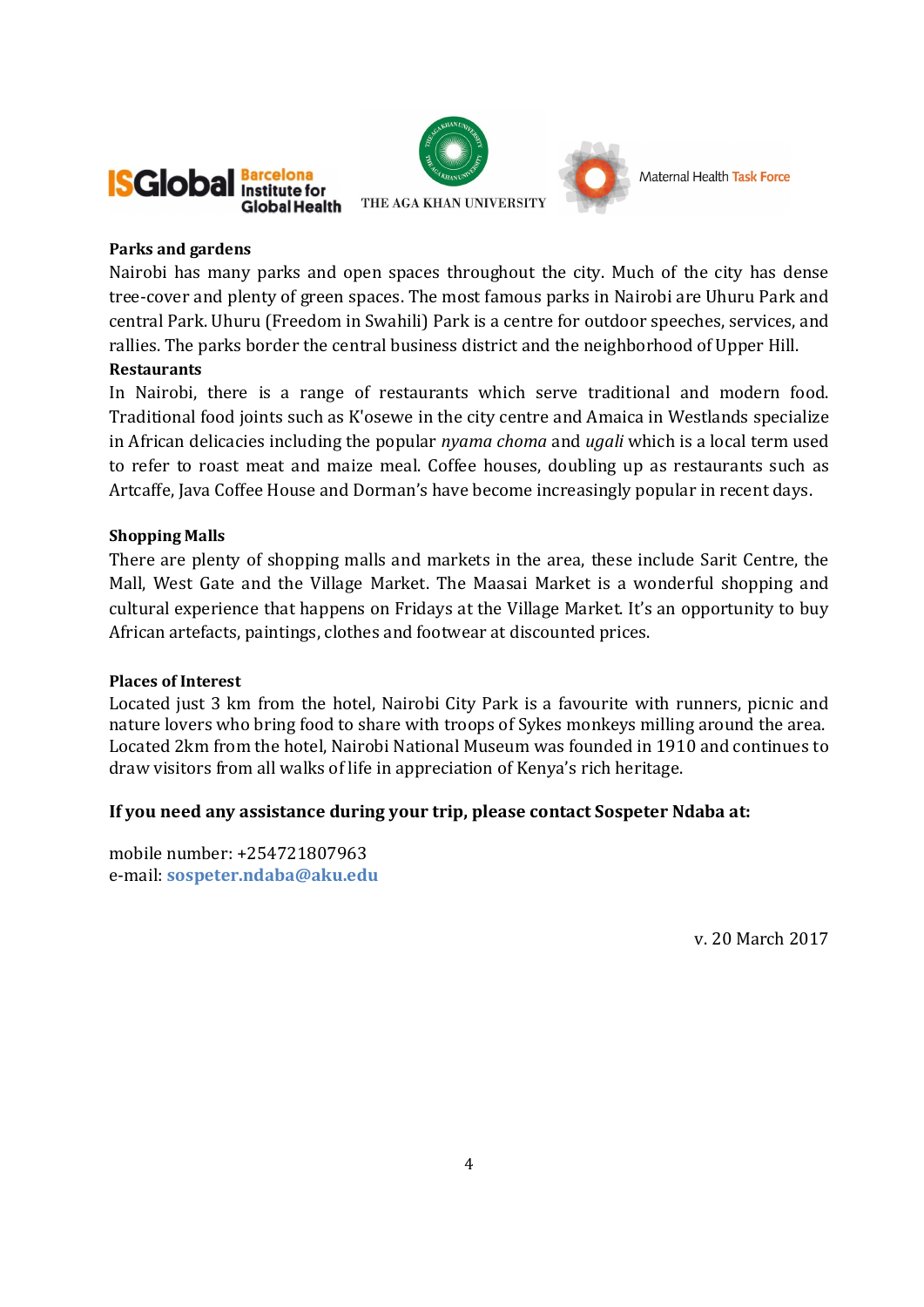**Parks and gardens**

Nairobi has many parks and open spaces throughout the city. Much of the city has dense tree-cover and plenty of green spaces. The most famous parks in Nairobi are Uhuru Park and central Park. Uhuru (Freedom in Swahili) Park is a centre for outdoor speeches, services, and rallies. The parks border the central business district and the neighborhood of Upper Hill.

**Restaurants**

In Nairobi, there is a range of restaurants which serve traditional and modern food. Traditional food joints such as K'osewe in the city centre and Amaica in Westlands specialize in African delicacies including the popular *nyama choma* and *ugali* which is a local term used to refer to roast meat and maize meal. Coffee houses, doubling up as restaurants such as Artcaffe, Java Coffee House and Dorman's have become increasingly popular in recent days.

**Shopping Malls**

There are plenty of shopping malls and markets in the area, these include Sarit Centre, the Mall, West Gate and the Village Market. The Maasai Market is a wonderful shopping and cultural experience that happens on Fridays at the Village Market. It's an opportunity to buy African artefacts, paintings, clothes and footwear at discounted prices.

**Places of Interest**

Located just 3 km from the hotel, Nairobi City Park is a favourite with runners, picnic and nature lovers who bring food to share with troops of Sykes monkeys milling around the area. Located 2km from the hotel, Nairobi National Museum was founded in 1910 and continues to draw visitors from all walks of life in appreciation of Kenya's rich heritage.

**If you need any assistance during your trip, please contact Sospeter Ndaba at:**

mobile number: +254721807963
e-mail: **sospeter.ndaba@aku.edu**

v. 20 March 2017